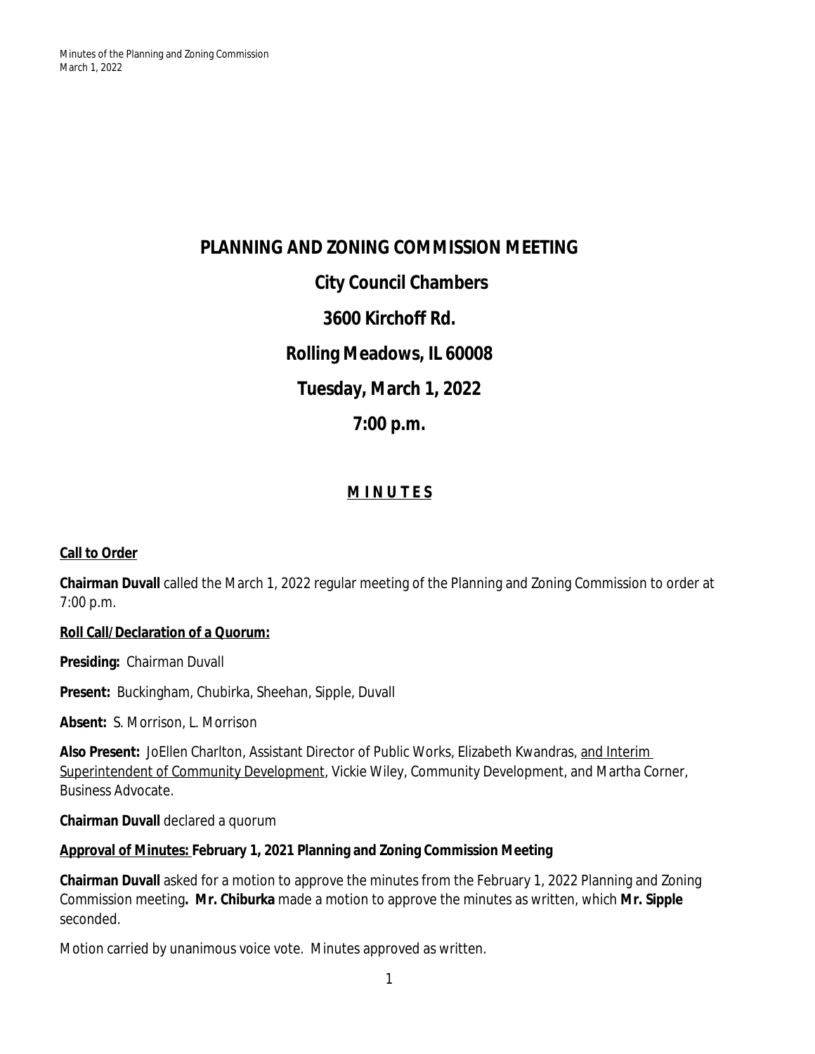# PLANNING AND ZONING COMMISSION MEETING

## City Council Chambers

## 3600 Kirchoff Rd.

## Rolling Meadows, IL 60008

## Tuesday, March 1, 2022

## 7:00 p.m.

## M I N U T E S

**Call to Order**

**Chairman Duvall** called the March 1, 2022 regular meeting of the Planning and Zoning Commission to order at 7:00 p.m.

**Roll Call/Declaration of a Quorum:**

**Presiding:** Chairman Duvall

**Present:** Buckingham, Chubirka, Sheehan, Sipple, Duvall

**Absent:** S. Morrison, L. Morrison

**Also Present:** JoEllen Charlton, Assistant Director of Public Works, Elizabeth Kwandras, and Interim Superintendent of Community Development, Vickie Wiley, Community Development, and Martha Corner, Business Advocate.

**Chairman Duvall** declared a quorum

**Approval of Minutes: February 1, 2021 Planning and Zoning Commission Meeting**

**Chairman Duvall** asked for a motion to approve the minutes from the February 1, 2022 Planning and Zoning Commission meeting**. Mr. Chiburka** made a motion to approve the minutes as written, which **Mr. Sipple** seconded.

Motion carried by unanimous voice vote. Minutes approved as written.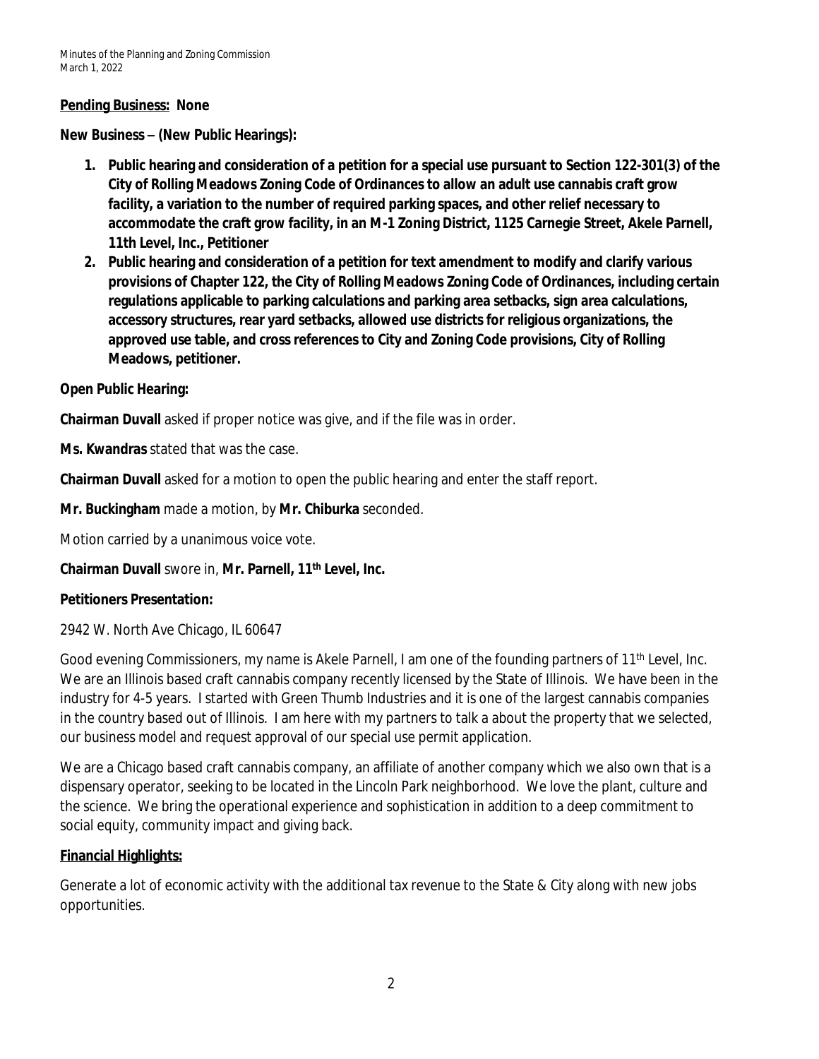**Pending Business: None**

**New Business – (New Public Hearings):**

1. **Public hearing and consideration of a petition for a special use pursuant to Section 122-301(3) of the City of Rolling Meadows Zoning Code of Ordinances to allow an adult use cannabis craft grow facility, a variation to the number of required parking spaces, and other relief necessary to accommodate the craft grow facility, in an M-1 Zoning District, 1125 Carnegie Street, Akele Parnell, 11th Level, Inc., Petitioner**
2. **Public hearing and consideration of a petition for text amendment to modify and clarify various provisions of Chapter 122, the City of Rolling Meadows Zoning Code of Ordinances, including certain regulations applicable to parking calculations and parking area setbacks, sign area calculations, accessory structures, rear yard setbacks, allowed use districts for religious organizations, the approved use table, and cross references to City and Zoning Code provisions, City of Rolling Meadows, petitioner.**

**Open Public Hearing:**

**Chairman Duvall** asked if proper notice was give, and if the file was in order.

**Ms. Kwandras** stated that was the case.

**Chairman Duvall** asked for a motion to open the public hearing and enter the staff report.

**Mr. Buckingham** made a motion, by **Mr. Chiburka** seconded.

Motion carried by a unanimous voice vote.

**Chairman Duvall** swore in, **Mr. Parnell, 11th Level, Inc.**

**Petitioners Presentation:**

2942 W. North Ave Chicago, IL 60647

Good evening Commissioners, my name is Akele Parnell, I am one of the founding partners of 11th Level, Inc. We are an Illinois based craft cannabis company recently licensed by the State of Illinois. We have been in the industry for 4-5 years. I started with Green Thumb Industries and it is one of the largest cannabis companies in the country based out of Illinois. I am here with my partners to talk a about the property that we selected, our business model and request approval of our special use permit application.

We are a Chicago based craft cannabis company, an affiliate of another company which we also own that is a dispensary operator, seeking to be located in the Lincoln Park neighborhood. We love the plant, culture and the science. We bring the operational experience and sophistication in addition to a deep commitment to social equity, community impact and giving back.

**Financial Highlights:**

Generate a lot of economic activity with the additional tax revenue to the State & City along with new jobs opportunities.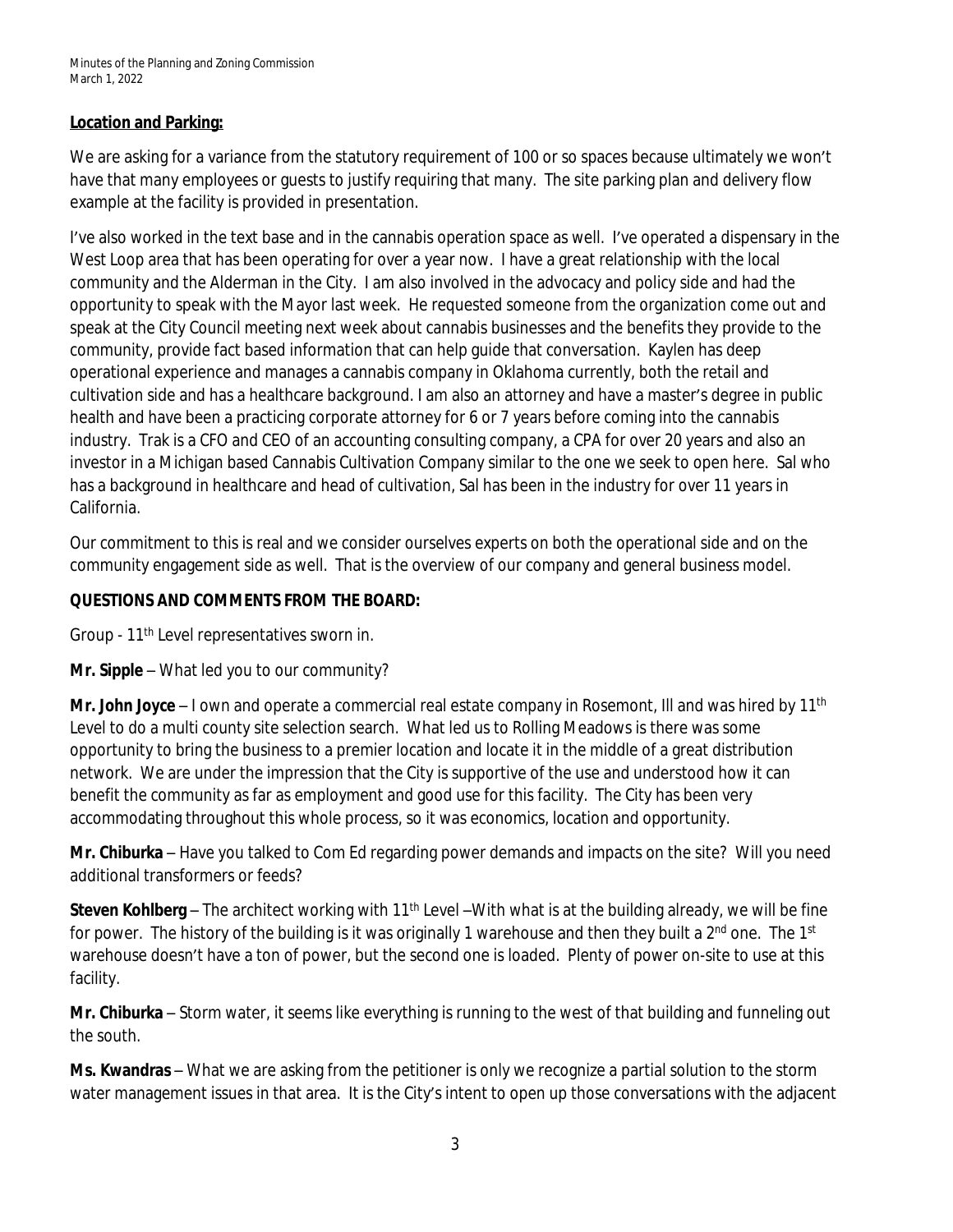**Location and Parking:**

We are asking for a variance from the statutory requirement of 100 or so spaces because ultimately we won't have that many employees or guests to justify requiring that many. The site parking plan and delivery flow example at the facility is provided in presentation.

I've also worked in the text base and in the cannabis operation space as well. I've operated a dispensary in the West Loop area that has been operating for over a year now. I have a great relationship with the local community and the Alderman in the City. I am also involved in the advocacy and policy side and had the opportunity to speak with the Mayor last week. He requested someone from the organization come out and speak at the City Council meeting next week about cannabis businesses and the benefits they provide to the community, provide fact based information that can help guide that conversation. Kaylen has deep operational experience and manages a cannabis company in Oklahoma currently, both the retail and cultivation side and has a healthcare background. I am also an attorney and have a master's degree in public health and have been a practicing corporate attorney for 6 or 7 years before coming into the cannabis industry. Trak is a CFO and CEO of an accounting consulting company, a CPA for over 20 years and also an investor in a Michigan based Cannabis Cultivation Company similar to the one we seek to open here. Sal who has a background in healthcare and head of cultivation, Sal has been in the industry for over 11 years in California.

Our commitment to this is real and we consider ourselves experts on both the operational side and on the community engagement side as well. That is the overview of our company and general business model.

**QUESTIONS AND COMMENTS FROM THE BOARD:**

Group - 11th Level representatives sworn in.

**Mr. Sipple** – What led you to our community?

**Mr. John Joyce** – I own and operate a commercial real estate company in Rosemont, Ill and was hired by 11th Level to do a multi county site selection search. What led us to Rolling Meadows is there was some opportunity to bring the business to a premier location and locate it in the middle of a great distribution network. We are under the impression that the City is supportive of the use and understood how it can benefit the community as far as employment and good use for this facility. The City has been very accommodating throughout this whole process, so it was economics, location and opportunity.

**Mr. Chiburka** – Have you talked to Com Ed regarding power demands and impacts on the site? Will you need additional transformers or feeds?

**Steven Kohlberg** – The architect working with 11th Level –With what is at the building already, we will be fine for power. The history of the building is it was originally 1 warehouse and then they built a 2nd one. The 1st warehouse doesn't have a ton of power, but the second one is loaded. Plenty of power on-site to use at this facility.

**Mr. Chiburka** – Storm water, it seems like everything is running to the west of that building and funneling out the south.

**Ms. Kwandras** – What we are asking from the petitioner is only we recognize a partial solution to the storm water management issues in that area. It is the City's intent to open up those conversations with the adjacent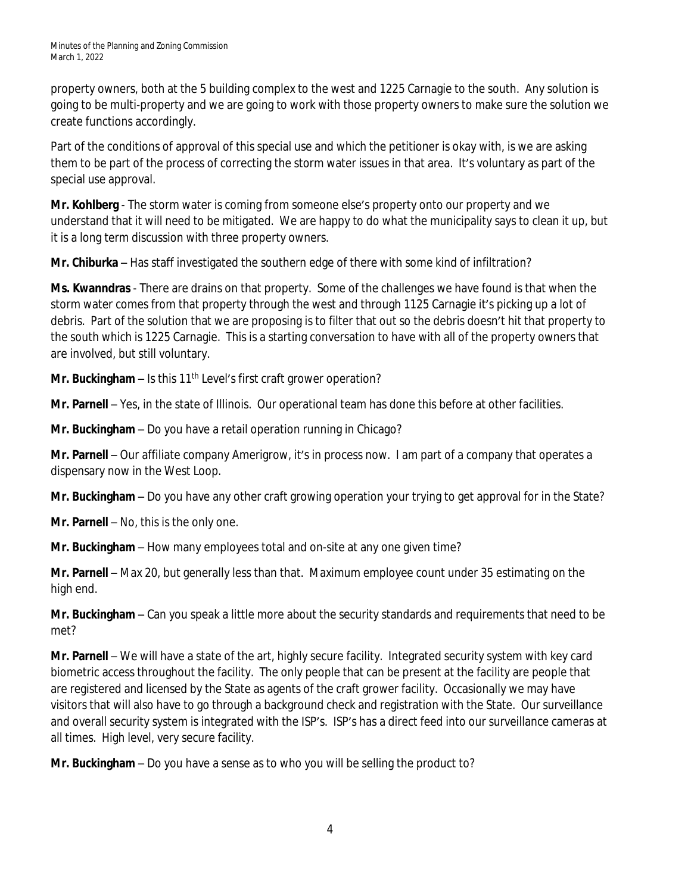property owners, both at the 5 building complex to the west and 1225 Carnagie to the south. Any solution is going to be multi-property and we are going to work with those property owners to make sure the solution we create functions accordingly.

Part of the conditions of approval of this special use and which the petitioner is okay with, is we are asking them to be part of the process of correcting the storm water issues in that area. It's voluntary as part of the special use approval.

**Mr. Kohlberg** - The storm water is coming from someone else's property onto our property and we understand that it will need to be mitigated. We are happy to do what the municipality says to clean it up, but it is a long term discussion with three property owners.

**Mr. Chiburka** – Has staff investigated the southern edge of there with some kind of infiltration?

**Ms. Kwanndras** - There are drains on that property. Some of the challenges we have found is that when the storm water comes from that property through the west and through 1125 Carnagie it's picking up a lot of debris. Part of the solution that we are proposing is to filter that out so the debris doesn't hit that property to the south which is 1225 Carnagie. This is a starting conversation to have with all of the property owners that are involved, but still voluntary.

**Mr. Buckingham** – Is this 11th Level's first craft grower operation?

**Mr. Parnell** – Yes, in the state of Illinois. Our operational team has done this before at other facilities.

**Mr. Buckingham** – Do you have a retail operation running in Chicago?

**Mr. Parnell** – Our affiliate company Amerigrow, it's in process now. I am part of a company that operates a dispensary now in the West Loop.

**Mr. Buckingham** – Do you have any other craft growing operation your trying to get approval for in the State?

**Mr. Parnell** – No, this is the only one.

**Mr. Buckingham** – How many employees total and on-site at any one given time?

**Mr. Parnell** – Max 20, but generally less than that. Maximum employee count under 35 estimating on the high end.

**Mr. Buckingham** – Can you speak a little more about the security standards and requirements that need to be met?

**Mr. Parnell** – We will have a state of the art, highly secure facility. Integrated security system with key card biometric access throughout the facility. The only people that can be present at the facility are people that are registered and licensed by the State as agents of the craft grower facility. Occasionally we may have visitors that will also have to go through a background check and registration with the State. Our surveillance and overall security system is integrated with the ISP's. ISP's has a direct feed into our surveillance cameras at all times. High level, very secure facility.

**Mr. Buckingham** – Do you have a sense as to who you will be selling the product to?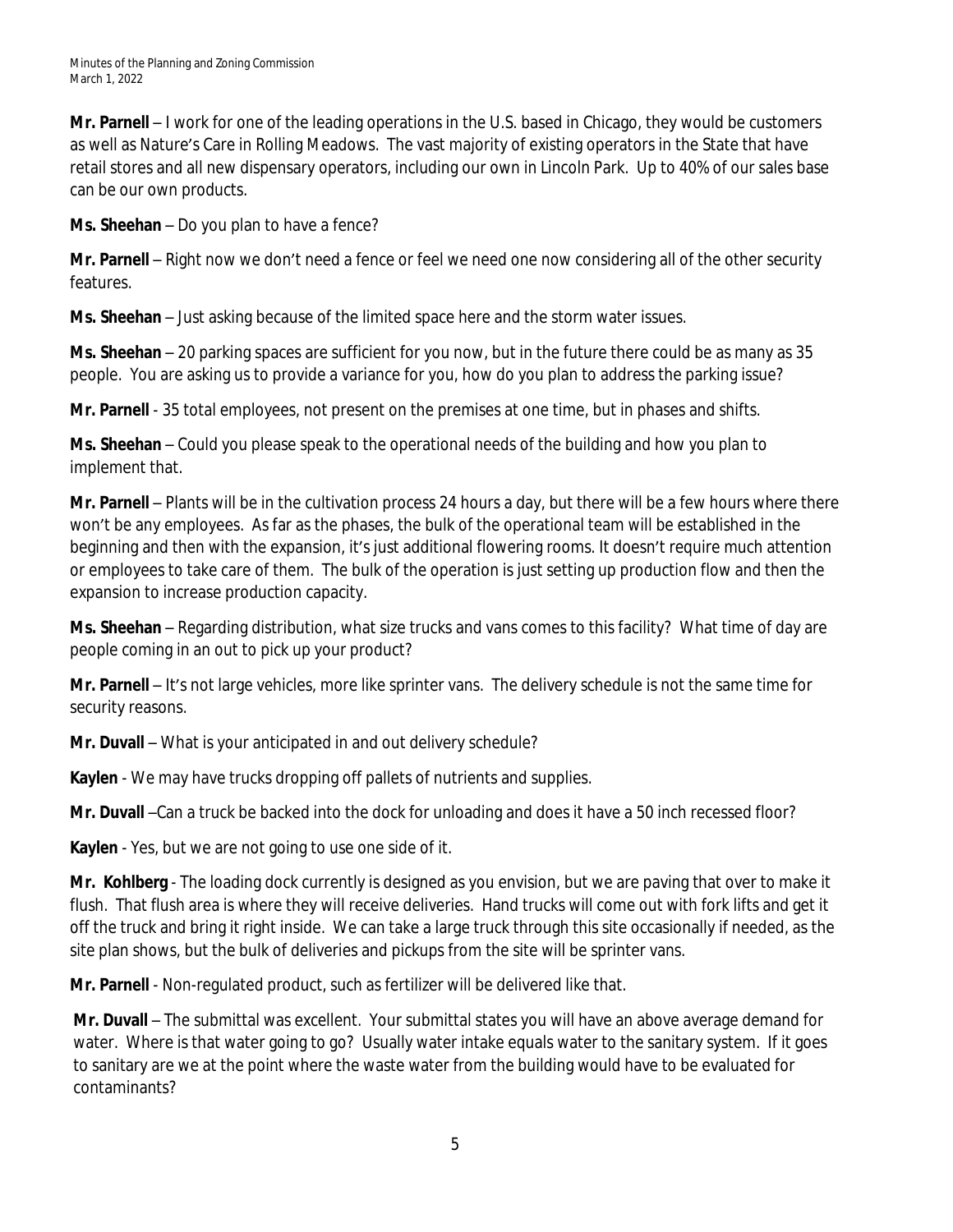**Mr. Parnell** – I work for one of the leading operations in the U.S. based in Chicago, they would be customers as well as Nature's Care in Rolling Meadows. The vast majority of existing operators in the State that have retail stores and all new dispensary operators, including our own in Lincoln Park. Up to 40% of our sales base can be our own products.

**Ms. Sheehan** – Do you plan to have a fence?

**Mr. Parnell** – Right now we don't need a fence or feel we need one now considering all of the other security features.

**Ms. Sheehan** – Just asking because of the limited space here and the storm water issues.

**Ms. Sheehan** – 20 parking spaces are sufficient for you now, but in the future there could be as many as 35 people. You are asking us to provide a variance for you, how do you plan to address the parking issue?

**Mr. Parnell** - 35 total employees, not present on the premises at one time, but in phases and shifts.

**Ms. Sheehan** – Could you please speak to the operational needs of the building and how you plan to implement that.

**Mr. Parnell** – Plants will be in the cultivation process 24 hours a day, but there will be a few hours where there won't be any employees. As far as the phases, the bulk of the operational team will be established in the beginning and then with the expansion, it's just additional flowering rooms. It doesn't require much attention or employees to take care of them. The bulk of the operation is just setting up production flow and then the expansion to increase production capacity.

**Ms. Sheehan** – Regarding distribution, what size trucks and vans comes to this facility? What time of day are people coming in an out to pick up your product?

**Mr. Parnell** – It's not large vehicles, more like sprinter vans. The delivery schedule is not the same time for security reasons.

**Mr. Duvall** – What is your anticipated in and out delivery schedule?

**Kaylen** - We may have trucks dropping off pallets of nutrients and supplies.

**Mr. Duvall** –Can a truck be backed into the dock for unloading and does it have a 50 inch recessed floor?

**Kaylen** - Yes, but we are not going to use one side of it.

**Mr. Kohlberg** - The loading dock currently is designed as you envision, but we are paving that over to make it flush. That flush area is where they will receive deliveries. Hand trucks will come out with fork lifts and get it off the truck and bring it right inside. We can take a large truck through this site occasionally if needed, as the site plan shows, but the bulk of deliveries and pickups from the site will be sprinter vans.

**Mr. Parnell** - Non-regulated product, such as fertilizer will be delivered like that.

**Mr. Duvall** – The submittal was excellent. Your submittal states you will have an above average demand for water. Where is that water going to go? Usually water intake equals water to the sanitary system. If it goes to sanitary are we at the point where the waste water from the building would have to be evaluated for contaminants?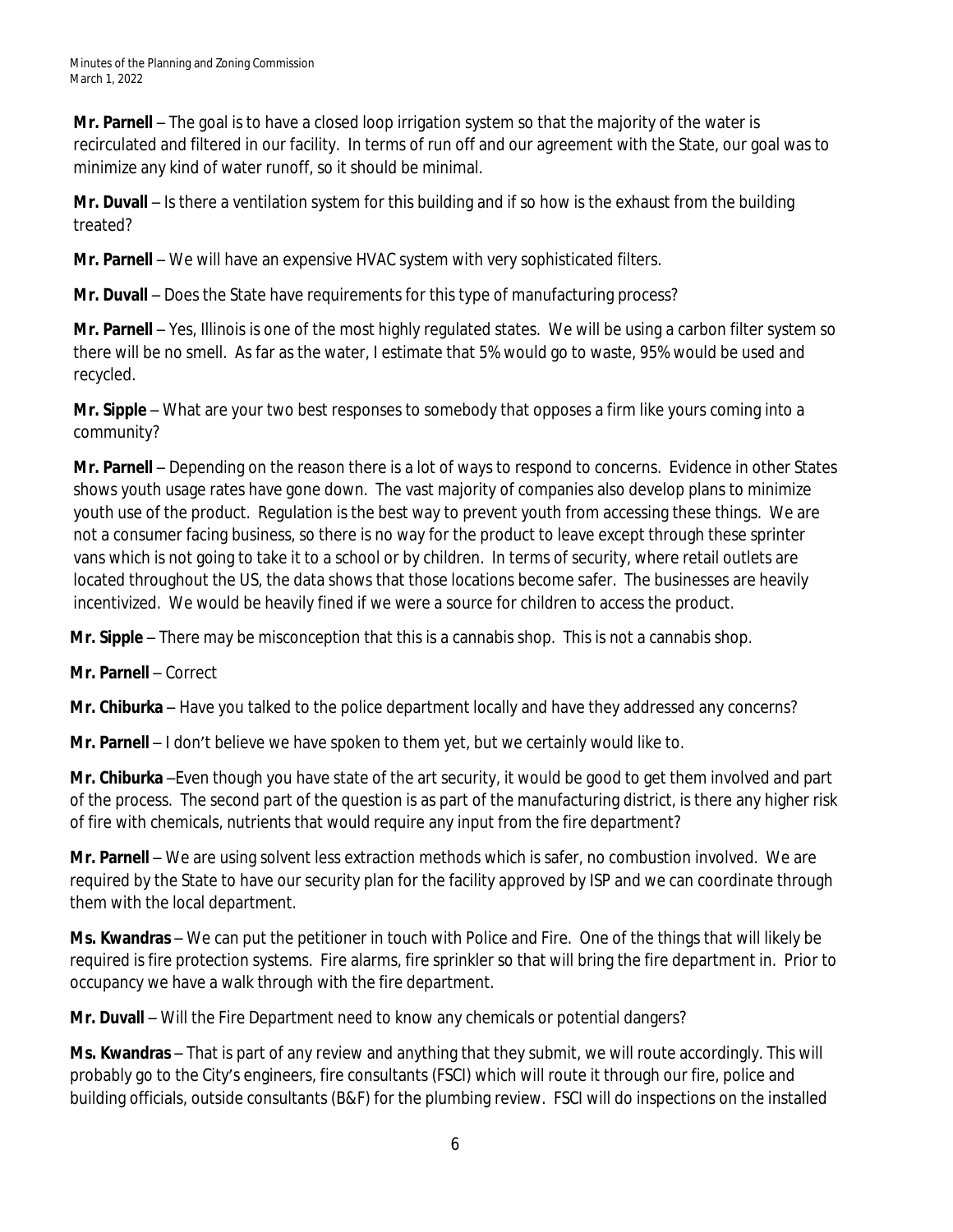**Mr. Parnell** – The goal is to have a closed loop irrigation system so that the majority of the water is recirculated and filtered in our facility. In terms of run off and our agreement with the State, our goal was to minimize any kind of water runoff, so it should be minimal.

**Mr. Duvall** – Is there a ventilation system for this building and if so how is the exhaust from the building treated?

**Mr. Parnell** – We will have an expensive HVAC system with very sophisticated filters.

**Mr. Duvall** – Does the State have requirements for this type of manufacturing process?

**Mr. Parnell** – Yes, Illinois is one of the most highly regulated states. We will be using a carbon filter system so there will be no smell. As far as the water, I estimate that 5% would go to waste, 95% would be used and recycled.

**Mr. Sipple** – What are your two best responses to somebody that opposes a firm like yours coming into a community?

**Mr. Parnell** – Depending on the reason there is a lot of ways to respond to concerns. Evidence in other States shows youth usage rates have gone down. The vast majority of companies also develop plans to minimize youth use of the product. Regulation is the best way to prevent youth from accessing these things. We are not a consumer facing business, so there is no way for the product to leave except through these sprinter vans which is not going to take it to a school or by children. In terms of security, where retail outlets are located throughout the US, the data shows that those locations become safer. The businesses are heavily incentivized. We would be heavily fined if we were a source for children to access the product.

**Mr. Sipple** – There may be misconception that this is a cannabis shop. This is not a cannabis shop.

**Mr. Parnell** – Correct

**Mr. Chiburka** – Have you talked to the police department locally and have they addressed any concerns?

**Mr. Parnell** – I don't believe we have spoken to them yet, but we certainly would like to.

**Mr. Chiburka** –Even though you have state of the art security, it would be good to get them involved and part of the process. The second part of the question is as part of the manufacturing district, is there any higher risk of fire with chemicals, nutrients that would require any input from the fire department?

**Mr. Parnell** – We are using solvent less extraction methods which is safer, no combustion involved. We are required by the State to have our security plan for the facility approved by ISP and we can coordinate through them with the local department.

**Ms. Kwandras** – We can put the petitioner in touch with Police and Fire. One of the things that will likely be required is fire protection systems. Fire alarms, fire sprinkler so that will bring the fire department in. Prior to occupancy we have a walk through with the fire department.

**Mr. Duvall** – Will the Fire Department need to know any chemicals or potential dangers?

**Ms. Kwandras** – That is part of any review and anything that they submit, we will route accordingly. This will probably go to the City's engineers, fire consultants (FSCI) which will route it through our fire, police and building officials, outside consultants (B&F) for the plumbing review. FSCI will do inspections on the installed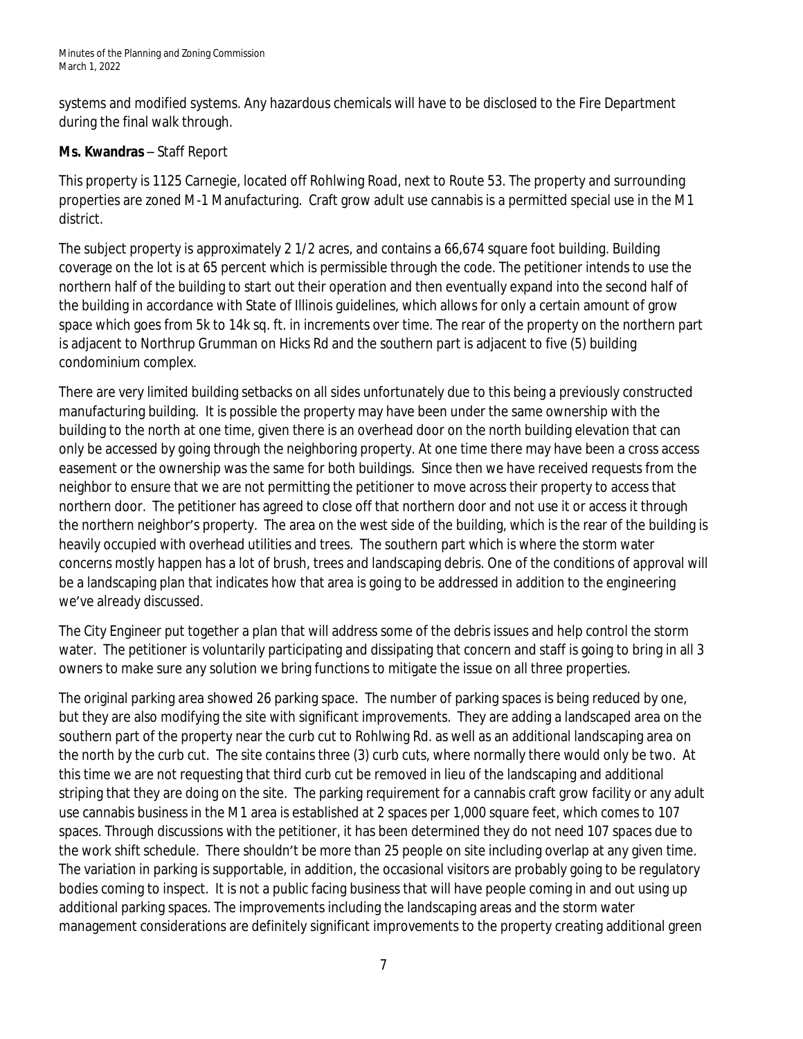systems and modified systems. Any hazardous chemicals will have to be disclosed to the Fire Department during the final walk through.

**Ms. Kwandras** – Staff Report

This property is 1125 Carnegie, located off Rohlwing Road, next to Route 53. The property and surrounding properties are zoned M-1 Manufacturing. Craft grow adult use cannabis is a permitted special use in the M1 district.

The subject property is approximately 2 1/2 acres, and contains a 66,674 square foot building. Building coverage on the lot is at 65 percent which is permissible through the code. The petitioner intends to use the northern half of the building to start out their operation and then eventually expand into the second half of the building in accordance with State of Illinois guidelines, which allows for only a certain amount of grow space which goes from 5k to 14k sq. ft. in increments over time. The rear of the property on the northern part is adjacent to Northrup Grumman on Hicks Rd and the southern part is adjacent to five (5) building condominium complex.

There are very limited building setbacks on all sides unfortunately due to this being a previously constructed manufacturing building. It is possible the property may have been under the same ownership with the building to the north at one time, given there is an overhead door on the north building elevation that can only be accessed by going through the neighboring property. At one time there may have been a cross access easement or the ownership was the same for both buildings. Since then we have received requests from the neighbor to ensure that we are not permitting the petitioner to move across their property to access that northern door. The petitioner has agreed to close off that northern door and not use it or access it through the northern neighbor's property. The area on the west side of the building, which is the rear of the building is heavily occupied with overhead utilities and trees. The southern part which is where the storm water concerns mostly happen has a lot of brush, trees and landscaping debris. One of the conditions of approval will be a landscaping plan that indicates how that area is going to be addressed in addition to the engineering we've already discussed.

The City Engineer put together a plan that will address some of the debris issues and help control the storm water. The petitioner is voluntarily participating and dissipating that concern and staff is going to bring in all 3 owners to make sure any solution we bring functions to mitigate the issue on all three properties.

The original parking area showed 26 parking space. The number of parking spaces is being reduced by one, but they are also modifying the site with significant improvements. They are adding a landscaped area on the southern part of the property near the curb cut to Rohlwing Rd. as well as an additional landscaping area on the north by the curb cut. The site contains three (3) curb cuts, where normally there would only be two. At this time we are not requesting that third curb cut be removed in lieu of the landscaping and additional striping that they are doing on the site. The parking requirement for a cannabis craft grow facility or any adult use cannabis business in the M1 area is established at 2 spaces per 1,000 square feet, which comes to 107 spaces. Through discussions with the petitioner, it has been determined they do not need 107 spaces due to the work shift schedule. There shouldn't be more than 25 people on site including overlap at any given time. The variation in parking is supportable, in addition, the occasional visitors are probably going to be regulatory bodies coming to inspect. It is not a public facing business that will have people coming in and out using up additional parking spaces. The improvements including the landscaping areas and the storm water management considerations are definitely significant improvements to the property creating additional green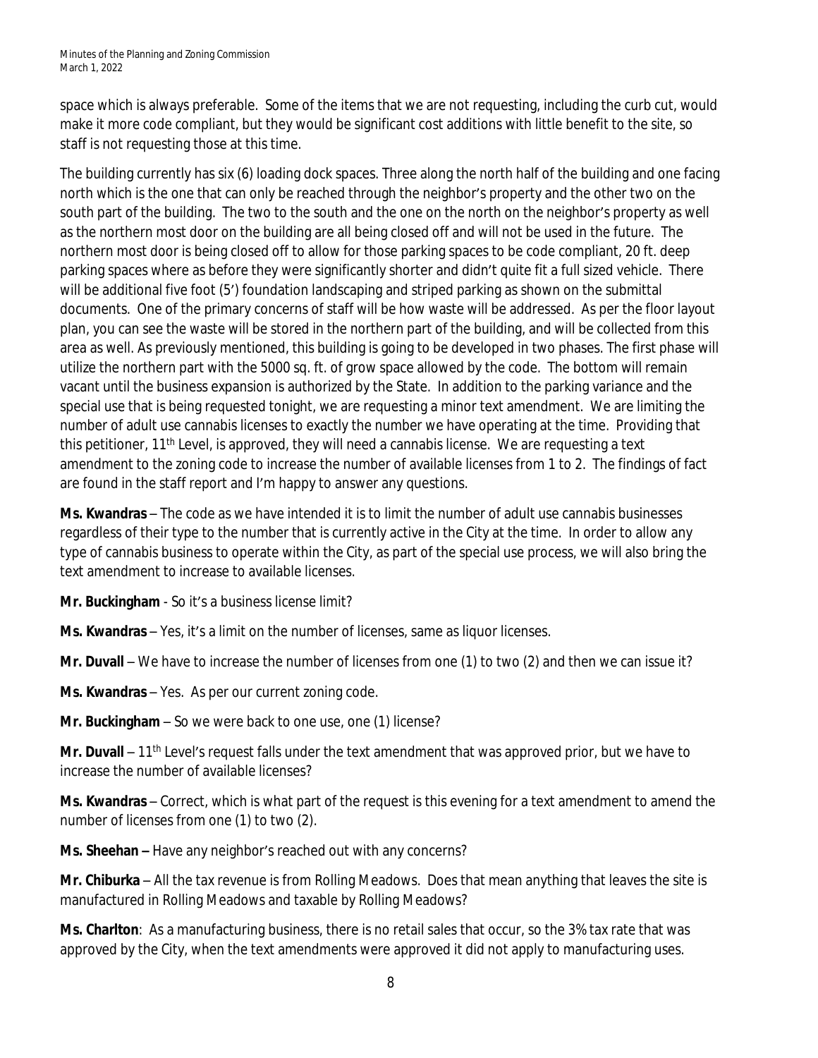space which is always preferable. Some of the items that we are not requesting, including the curb cut, would make it more code compliant, but they would be significant cost additions with little benefit to the site, so staff is not requesting those at this time.

The building currently has six (6) loading dock spaces. Three along the north half of the building and one facing north which is the one that can only be reached through the neighbor's property and the other two on the south part of the building. The two to the south and the one on the north on the neighbor's property as well as the northern most door on the building are all being closed off and will not be used in the future. The northern most door is being closed off to allow for those parking spaces to be code compliant, 20 ft. deep parking spaces where as before they were significantly shorter and didn't quite fit a full sized vehicle. There will be additional five foot (5') foundation landscaping and striped parking as shown on the submittal documents. One of the primary concerns of staff will be how waste will be addressed. As per the floor layout plan, you can see the waste will be stored in the northern part of the building, and will be collected from this area as well. As previously mentioned, this building is going to be developed in two phases. The first phase will utilize the northern part with the 5000 sq. ft. of grow space allowed by the code. The bottom will remain vacant until the business expansion is authorized by the State. In addition to the parking variance and the special use that is being requested tonight, we are requesting a minor text amendment. We are limiting the number of adult use cannabis licenses to exactly the number we have operating at the time. Providing that this petitioner, 11th Level, is approved, they will need a cannabis license. We are requesting a text amendment to the zoning code to increase the number of available licenses from 1 to 2. The findings of fact are found in the staff report and I'm happy to answer any questions.

**Ms. Kwandras** – The code as we have intended it is to limit the number of adult use cannabis businesses regardless of their type to the number that is currently active in the City at the time. In order to allow any type of cannabis business to operate within the City, as part of the special use process, we will also bring the text amendment to increase to available licenses.

**Mr. Buckingham** - So it's a business license limit?

**Ms. Kwandras** – Yes, it's a limit on the number of licenses, same as liquor licenses.

**Mr. Duvall** – We have to increase the number of licenses from one (1) to two (2) and then we can issue it?

**Ms. Kwandras** – Yes. As per our current zoning code.

**Mr. Buckingham** – So we were back to one use, one (1) license?

**Mr. Duvall** – 11th Level's request falls under the text amendment that was approved prior, but we have to increase the number of available licenses?

**Ms. Kwandras** – Correct, which is what part of the request is this evening for a text amendment to amend the number of licenses from one (1) to two (2).

**Ms. Sheehan –** Have any neighbor's reached out with any concerns?

**Mr. Chiburka** – All the tax revenue is from Rolling Meadows. Does that mean anything that leaves the site is manufactured in Rolling Meadows and taxable by Rolling Meadows?

**Ms. Charlton**: As a manufacturing business, there is no retail sales that occur, so the 3% tax rate that was approved by the City, when the text amendments were approved it did not apply to manufacturing uses.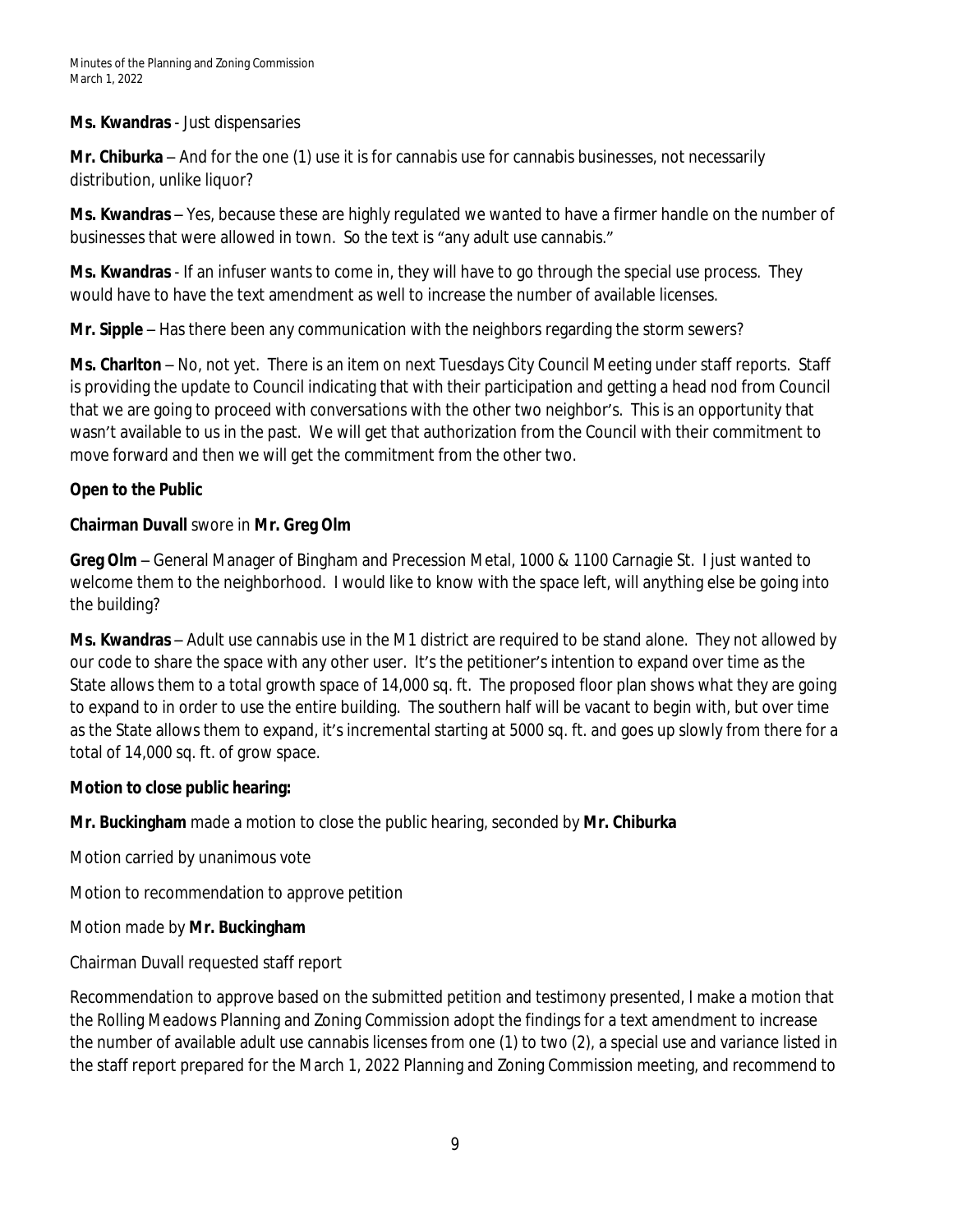**Ms. Kwandras** - Just dispensaries

**Mr. Chiburka** – And for the one (1) use it is for cannabis use for cannabis businesses, not necessarily distribution, unlike liquor?

**Ms. Kwandras** – Yes, because these are highly regulated we wanted to have a firmer handle on the number of businesses that were allowed in town. So the text is "any adult use cannabis."

**Ms. Kwandras** - If an infuser wants to come in, they will have to go through the special use process. They would have to have the text amendment as well to increase the number of available licenses.

**Mr. Sipple** – Has there been any communication with the neighbors regarding the storm sewers?

**Ms. Charlton** – No, not yet. There is an item on next Tuesdays City Council Meeting under staff reports. Staff is providing the update to Council indicating that with their participation and getting a head nod from Council that we are going to proceed with conversations with the other two neighbor's. This is an opportunity that wasn't available to us in the past. We will get that authorization from the Council with their commitment to move forward and then we will get the commitment from the other two.

**Open to the Public**

**Chairman Duvall** swore in **Mr. Greg Olm**

**Greg Olm** – General Manager of Bingham and Precession Metal, 1000 & 1100 Carnagie St. I just wanted to welcome them to the neighborhood. I would like to know with the space left, will anything else be going into the building?

**Ms. Kwandras** – Adult use cannabis use in the M1 district are required to be stand alone. They not allowed by our code to share the space with any other user. It's the petitioner's intention to expand over time as the State allows them to a total growth space of 14,000 sq. ft. The proposed floor plan shows what they are going to expand to in order to use the entire building. The southern half will be vacant to begin with, but over time as the State allows them to expand, it's incremental starting at 5000 sq. ft. and goes up slowly from there for a total of 14,000 sq. ft. of grow space.

**Motion to close public hearing:**

**Mr. Buckingham** made a motion to close the public hearing, seconded by **Mr. Chiburka**

Motion carried by unanimous vote

Motion to recommendation to approve petition

Motion made by **Mr. Buckingham**

Chairman Duvall requested staff report

Recommendation to approve based on the submitted petition and testimony presented, I make a motion that the Rolling Meadows Planning and Zoning Commission adopt the findings for a text amendment to increase the number of available adult use cannabis licenses from one (1) to two (2), a special use and variance listed in the staff report prepared for the March 1, 2022 Planning and Zoning Commission meeting, and recommend to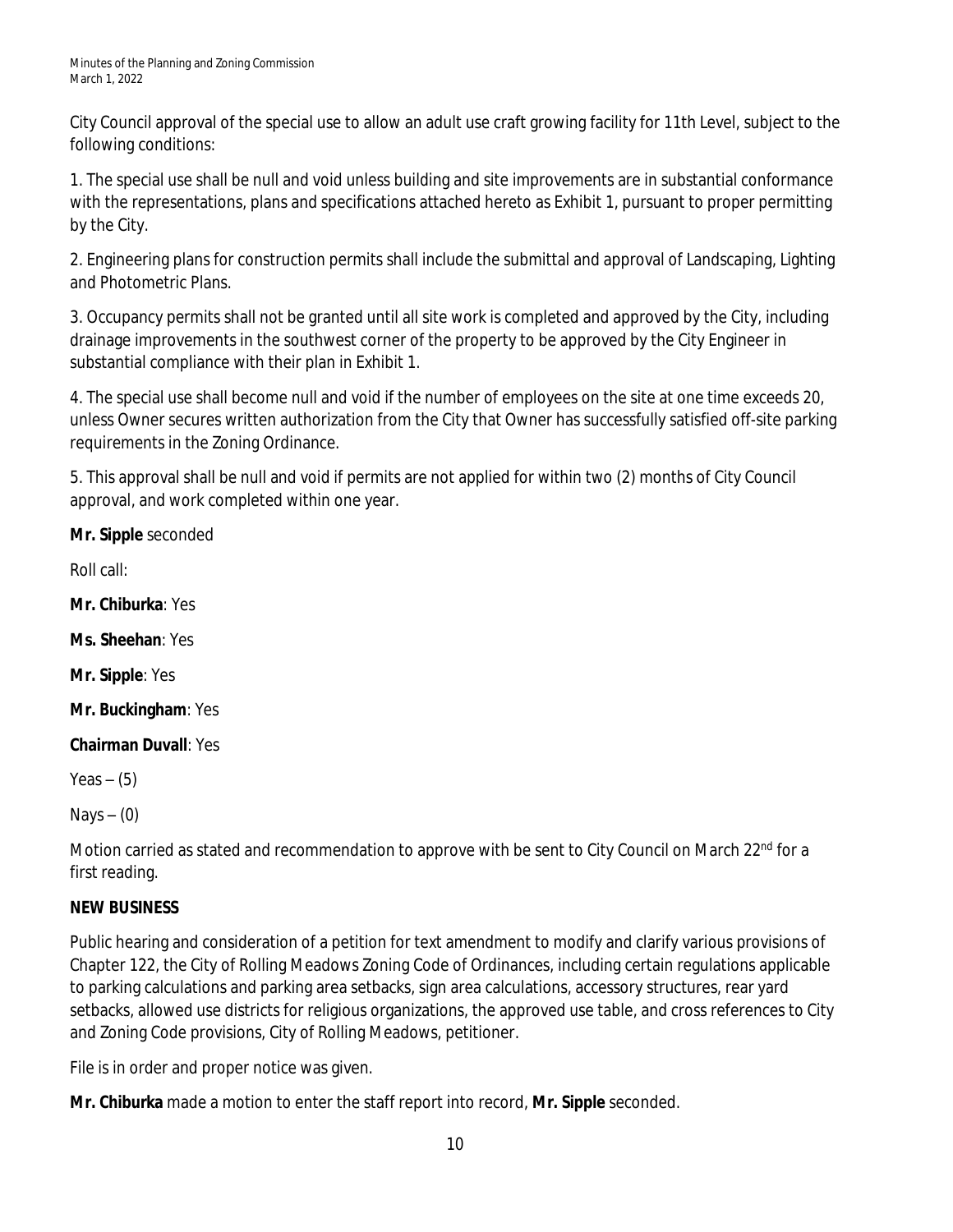City Council approval of the special use to allow an adult use craft growing facility for 11th Level, subject to the following conditions:

1. The special use shall be null and void unless building and site improvements are in substantial conformance with the representations, plans and specifications attached hereto as Exhibit 1, pursuant to proper permitting by the City.

2. Engineering plans for construction permits shall include the submittal and approval of Landscaping, Lighting and Photometric Plans.

3. Occupancy permits shall not be granted until all site work is completed and approved by the City, including drainage improvements in the southwest corner of the property to be approved by the City Engineer in substantial compliance with their plan in Exhibit 1.

4. The special use shall become null and void if the number of employees on the site at one time exceeds 20, unless Owner secures written authorization from the City that Owner has successfully satisfied off-site parking requirements in the Zoning Ordinance.

5. This approval shall be null and void if permits are not applied for within two (2) months of City Council approval, and work completed within one year.

**Mr. Sipple** seconded

Roll call:

**Mr. Chiburka**: Yes

**Ms. Sheehan**: Yes

**Mr. Sipple**: Yes

**Mr. Buckingham**: Yes

**Chairman Duvall**: Yes

Yeas – (5)

Nays – (0)

Motion carried as stated and recommendation to approve with be sent to City Council on March 22nd for a first reading.

**NEW BUSINESS**

Public hearing and consideration of a petition for text amendment to modify and clarify various provisions of Chapter 122, the City of Rolling Meadows Zoning Code of Ordinances, including certain regulations applicable to parking calculations and parking area setbacks, sign area calculations, accessory structures, rear yard setbacks, allowed use districts for religious organizations, the approved use table, and cross references to City and Zoning Code provisions, City of Rolling Meadows, petitioner.

File is in order and proper notice was given.

**Mr. Chiburka** made a motion to enter the staff report into record, **Mr. Sipple** seconded.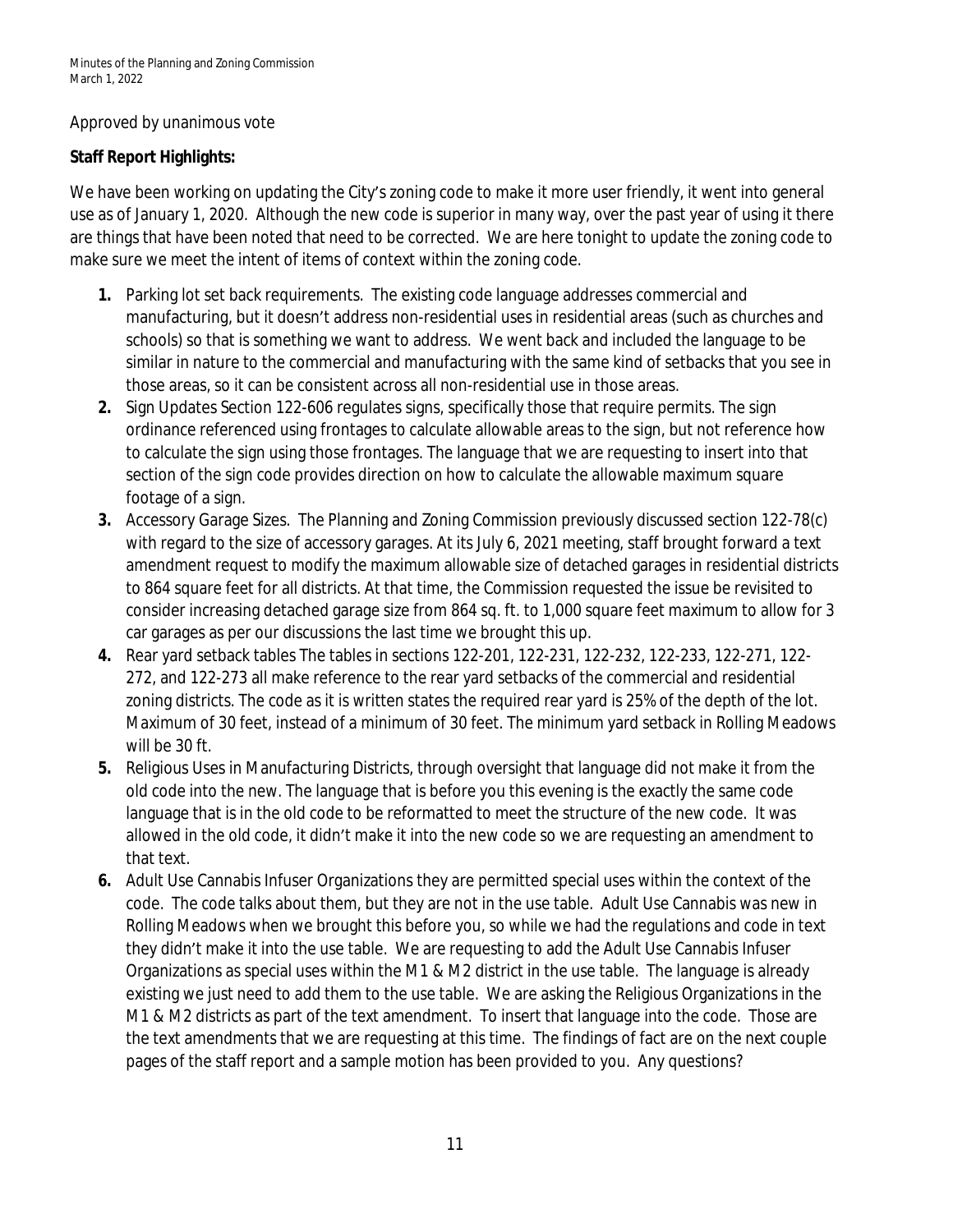Approved by unanimous vote

**Staff Report Highlights:**

We have been working on updating the City's zoning code to make it more user friendly, it went into general use as of January 1, 2020. Although the new code is superior in many way, over the past year of using it there are things that have been noted that need to be corrected. We are here tonight to update the zoning code to make sure we meet the intent of items of context within the zoning code.

1. Parking lot set back requirements. The existing code language addresses commercial and manufacturing, but it doesn't address non-residential uses in residential areas (such as churches and schools) so that is something we want to address. We went back and included the language to be similar in nature to the commercial and manufacturing with the same kind of setbacks that you see in those areas, so it can be consistent across all non-residential use in those areas.
2. Sign Updates Section 122-606 regulates signs, specifically those that require permits. The sign ordinance referenced using frontages to calculate allowable areas to the sign, but not reference how to calculate the sign using those frontages. The language that we are requesting to insert into that section of the sign code provides direction on how to calculate the allowable maximum square footage of a sign.
3. Accessory Garage Sizes. The Planning and Zoning Commission previously discussed section 122-78(c) with regard to the size of accessory garages. At its July 6, 2021 meeting, staff brought forward a text amendment request to modify the maximum allowable size of detached garages in residential districts to 864 square feet for all districts. At that time, the Commission requested the issue be revisited to consider increasing detached garage size from 864 sq. ft. to 1,000 square feet maximum to allow for 3 car garages as per our discussions the last time we brought this up.
4. Rear yard setback tables The tables in sections 122-201, 122-231, 122-232, 122-233, 122-271, 122-272, and 122-273 all make reference to the rear yard setbacks of the commercial and residential zoning districts. The code as it is written states the required rear yard is 25% of the depth of the lot. Maximum of 30 feet, instead of a minimum of 30 feet. The minimum yard setback in Rolling Meadows will be 30 ft.
5. Religious Uses in Manufacturing Districts, through oversight that language did not make it from the old code into the new. The language that is before you this evening is the exactly the same code language that is in the old code to be reformatted to meet the structure of the new code. It was allowed in the old code, it didn't make it into the new code so we are requesting an amendment to that text.
6. Adult Use Cannabis Infuser Organizations they are permitted special uses within the context of the code. The code talks about them, but they are not in the use table. Adult Use Cannabis was new in Rolling Meadows when we brought this before you, so while we had the regulations and code in text they didn't make it into the use table. We are requesting to add the Adult Use Cannabis Infuser Organizations as special uses within the M1 & M2 district in the use table. The language is already existing we just need to add them to the use table. We are asking the Religious Organizations in the M1 & M2 districts as part of the text amendment. To insert that language into the code. Those are the text amendments that we are requesting at this time. The findings of fact are on the next couple pages of the staff report and a sample motion has been provided to you. Any questions?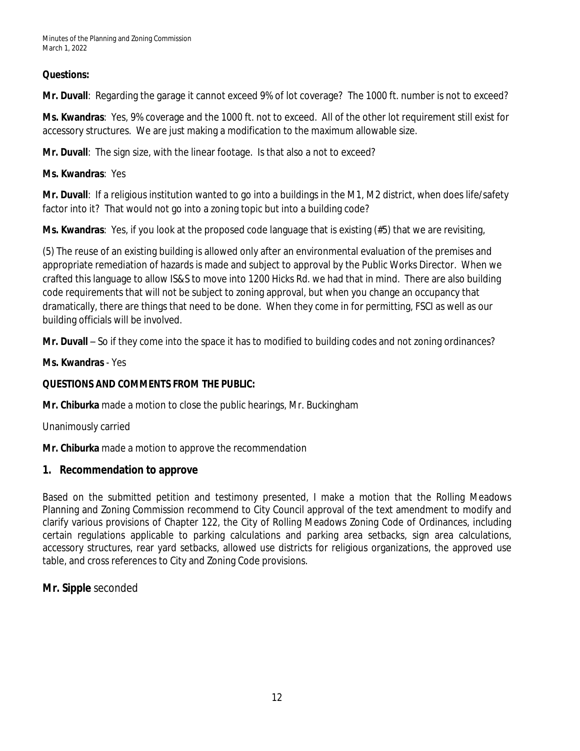**Questions:**

**Mr. Duvall**: Regarding the garage it cannot exceed 9% of lot coverage? The 1000 ft. number is not to exceed?

**Ms. Kwandras**: Yes, 9% coverage and the 1000 ft. not to exceed. All of the other lot requirement still exist for accessory structures. We are just making a modification to the maximum allowable size.

**Mr. Duvall**: The sign size, with the linear footage. Is that also a not to exceed?

**Ms. Kwandras**: Yes

**Mr. Duvall**: If a religious institution wanted to go into a buildings in the M1, M2 district, when does life/safety factor into it? That would not go into a zoning topic but into a building code?

**Ms. Kwandras**: Yes, if you look at the proposed code language that is existing (#5) that we are revisiting,

(5) The reuse of an existing building is allowed only after an environmental evaluation of the premises and appropriate remediation of hazards is made and subject to approval by the Public Works Director. When we crafted this language to allow IS&S to move into 1200 Hicks Rd. we had that in mind. There are also building code requirements that will not be subject to zoning approval, but when you change an occupancy that dramatically, there are things that need to be done. When they come in for permitting, FSCI as well as our building officials will be involved.

**Mr. Duvall** – So if they come into the space it has to modified to building codes and not zoning ordinances?

**Ms. Kwandras** - Yes

**QUESTIONS AND COMMENTS FROM THE PUBLIC:**

**Mr. Chiburka** made a motion to close the public hearings, Mr. Buckingham

Unanimously carried

**Mr. Chiburka** made a motion to approve the recommendation

## 1. Recommendation to approve

Based on the submitted petition and testimony presented, I make a motion that the Rolling Meadows Planning and Zoning Commission recommend to City Council approval of the text amendment to modify and clarify various provisions of Chapter 122, the City of Rolling Meadows Zoning Code of Ordinances, including certain regulations applicable to parking calculations and parking area setbacks, sign area calculations, accessory structures, rear yard setbacks, allowed use districts for religious organizations, the approved use table, and cross references to City and Zoning Code provisions.

**Mr. Sipple** seconded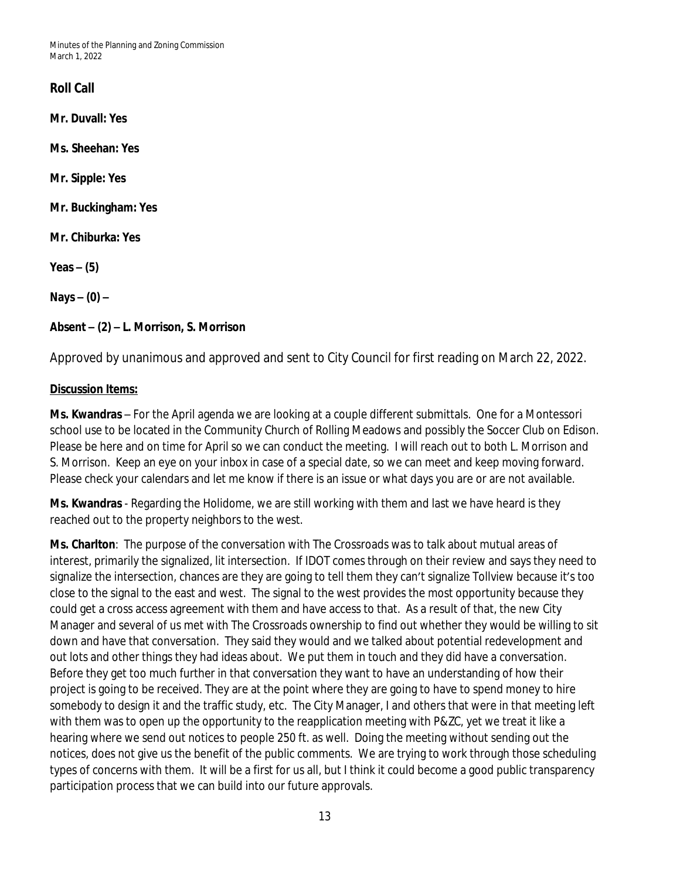**Roll Call**

**Mr. Duvall: Yes**

**Ms. Sheehan: Yes**

**Mr. Sipple: Yes**

**Mr. Buckingham: Yes**

**Mr. Chiburka: Yes**

**Yeas – (5)**

**Nays – (0) –**

**Absent – (2) – L. Morrison, S. Morrison**

Approved by unanimous and approved and sent to City Council for first reading on March 22, 2022.

**Discussion Items:**

**Ms. Kwandras** – For the April agenda we are looking at a couple different submittals. One for a Montessori school use to be located in the Community Church of Rolling Meadows and possibly the Soccer Club on Edison. Please be here and on time for April so we can conduct the meeting. I will reach out to both L. Morrison and S. Morrison. Keep an eye on your inbox in case of a special date, so we can meet and keep moving forward. Please check your calendars and let me know if there is an issue or what days you are or are not available.

**Ms. Kwandras** - Regarding the Holidome, we are still working with them and last we have heard is they reached out to the property neighbors to the west.

**Ms. Charlton**: The purpose of the conversation with The Crossroads was to talk about mutual areas of interest, primarily the signalized, lit intersection. If IDOT comes through on their review and says they need to signalize the intersection, chances are they are going to tell them they can't signalize Tollview because it's too close to the signal to the east and west. The signal to the west provides the most opportunity because they could get a cross access agreement with them and have access to that. As a result of that, the new City Manager and several of us met with The Crossroads ownership to find out whether they would be willing to sit down and have that conversation. They said they would and we talked about potential redevelopment and out lots and other things they had ideas about. We put them in touch and they did have a conversation. Before they get too much further in that conversation they want to have an understanding of how their project is going to be received. They are at the point where they are going to have to spend money to hire somebody to design it and the traffic study, etc. The City Manager, I and others that were in that meeting left with them was to open up the opportunity to the reapplication meeting with P&ZC, yet we treat it like a hearing where we send out notices to people 250 ft. as well. Doing the meeting without sending out the notices, does not give us the benefit of the public comments. We are trying to work through those scheduling types of concerns with them. It will be a first for us all, but I think it could become a good public transparency participation process that we can build into our future approvals.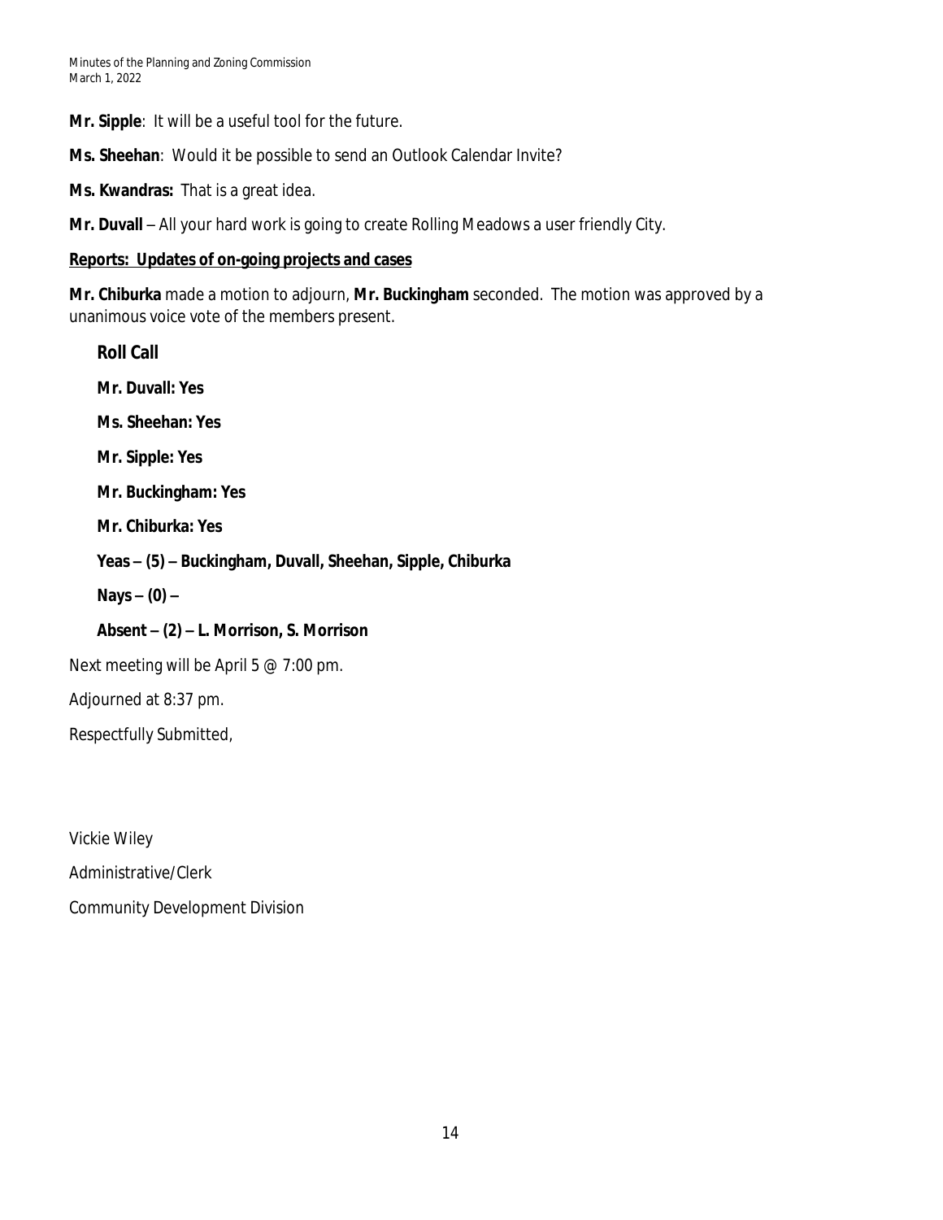**Mr. Sipple**: It will be a useful tool for the future.

**Ms. Sheehan**: Would it be possible to send an Outlook Calendar Invite?

**Ms. Kwandras:** That is a great idea.

**Mr. Duvall** – All your hard work is going to create Rolling Meadows a user friendly City.

**Reports: Updates of on-going projects and cases**

**Mr. Chiburka** made a motion to adjourn, **Mr. Buckingham** seconded. The motion was approved by a unanimous voice vote of the members present.

**Roll Call**

**Mr. Duvall: Yes**

**Ms. Sheehan: Yes**

**Mr. Sipple: Yes**

**Mr. Buckingham: Yes**

**Mr. Chiburka: Yes**

**Yeas – (5) – Buckingham, Duvall, Sheehan, Sipple, Chiburka**

**Nays – (0) –**

**Absent – (2) – L. Morrison, S. Morrison**

Next meeting will be April 5 @ 7:00 pm.

Adjourned at 8:37 pm.

Respectfully Submitted,

Vickie Wiley

Administrative/Clerk

Community Development Division